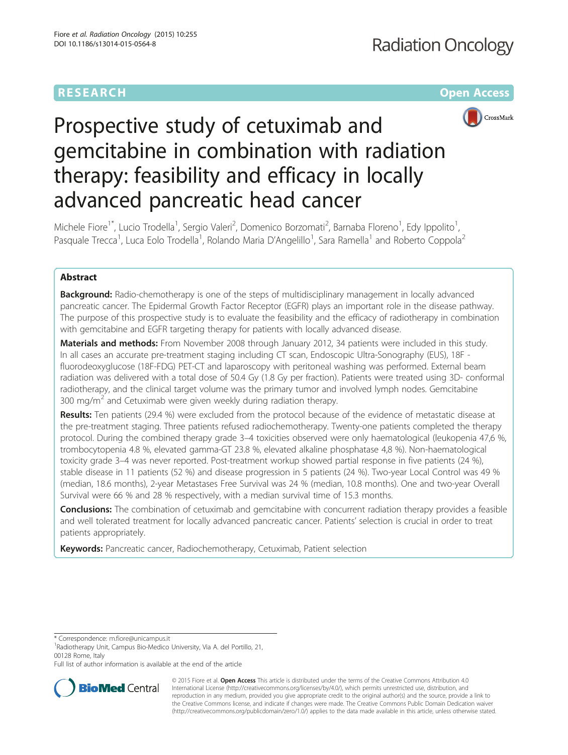RESEARCH Open Access

# Prospective study of cetuximab and gemcitabine in combination with radiation therapy: feasibility and efficacy in locally advanced pancreatic head cancer

Michele Fiore[1*], Lucio Trodella[1], Sergio Valeri[2], Domenico Borzomati[2], Barnaba Floreno[1], Edy Ippolito[1], Pasquale Trecca[1], Luca Eolo Trodella[1], Rolando Maria D'Angelillo[1], Sara Ramella[1] and Roberto Coppola[2]

## Abstract

**Background:** Radio-chemotherapy is one of the steps of multidisciplinary management in locally advanced pancreatic cancer. The Epidermal Growth Factor Receptor (EGFR) plays an important role in the disease pathway. The purpose of this prospective study is to evaluate the feasibility and the efficacy of radiotherapy in combination with gemcitabine and EGFR targeting therapy for patients with locally advanced disease.

**Materials and methods:** From November 2008 through January 2012, 34 patients were included in this study. In all cases an accurate pre-treatment staging including CT scan, Endoscopic Ultra-Sonography (EUS), 18F - fluorodeoxyglucose (18F-FDG) PET-CT and laparoscopy with peritoneal washing was performed. External beam radiation was delivered with a total dose of 50.4 Gy (1.8 Gy per fraction). Patients were treated using 3D- conformal radiotherapy, and the clinical target volume was the primary tumor and involved lymph nodes. Gemcitabine 300 mg/m$^2$ and Cetuximab were given weekly during radiation therapy.

**Results:** Ten patients (29.4 %) were excluded from the protocol because of the evidence of metastatic disease at the pre-treatment staging. Three patients refused radiochemotherapy. Twenty-one patients completed the therapy protocol. During the combined therapy grade 3–4 toxicities observed were only haematological (leukopenia 47,6 %, trombocytopenia 4.8 %, elevated gamma-GT 23.8 %, elevated alkaline phosphatase 4,8 %). Non-haematological toxicity grade 3–4 was never reported. Post-treatment workup showed partial response in five patients (24 %), stable disease in 11 patients (52 %) and disease progression in 5 patients (24 %). Two-year Local Control was 49 % (median, 18.6 months), 2-year Metastases Free Survival was 24 % (median, 10.8 months). One and two-year Overall Survival were 66 % and 28 % respectively, with a median survival time of 15.3 months.

**Conclusions:** The combination of cetuximab and gemcitabine with concurrent radiation therapy provides a feasible and well tolerated treatment for locally advanced pancreatic cancer. Patients' selection is crucial in order to treat patients appropriately.

**Keywords:** Pancreatic cancer, Radiochemotherapy, Cetuximab, Patient selection

\* Correspondence: m.fiore@unicampus.it
[1]Radiotherapy Unit, Campus Bio-Medico University, Via A. del Portillo, 21, 00128 Rome, Italy
Full list of author information is available at the end of the article

© 2015 Fiore et al. **Open Access** This article is distributed under the terms of the Creative Commons Attribution 4.0 International License (http://creativecommons.org/licenses/by/4.0/), which permits unrestricted use, distribution, and reproduction in any medium, provided you give appropriate credit to the original author(s) and the source, provide a link to the Creative Commons license, and indicate if changes were made. The Creative Commons Public Domain Dedication waiver (http://creativecommons.org/publicdomain/zero/1.0/) applies to the data made available in this article, unless otherwise stated.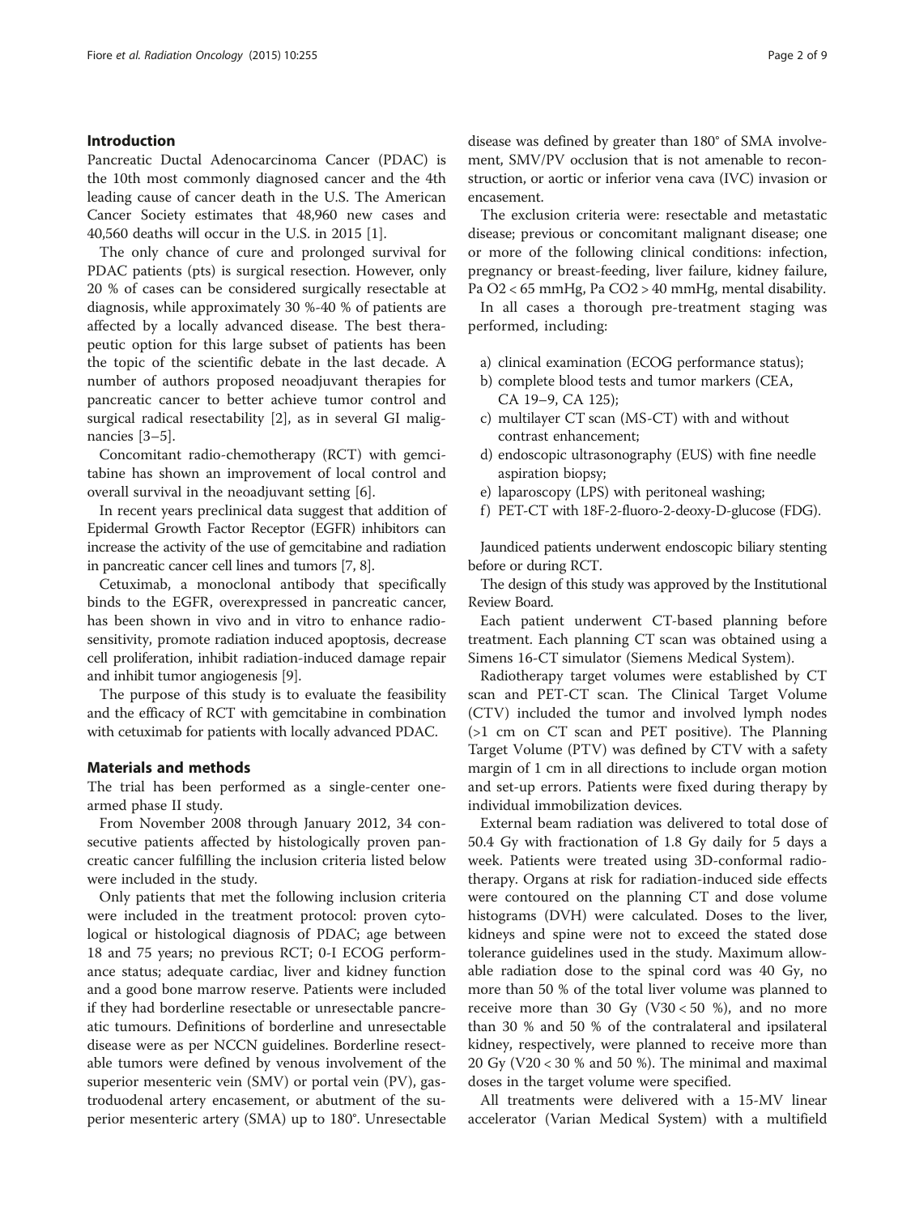## Introduction

Pancreatic Ductal Adenocarcinoma Cancer (PDAC) is the 10th most commonly diagnosed cancer and the 4th leading cause of cancer death in the U.S. The American Cancer Society estimates that 48,960 new cases and 40,560 deaths will occur in the U.S. in 2015 [1].

The only chance of cure and prolonged survival for PDAC patients (pts) is surgical resection. However, only 20 % of cases can be considered surgically resectable at diagnosis, while approximately 30 %-40 % of patients are affected by a locally advanced disease. The best therapeutic option for this large subset of patients has been the topic of the scientific debate in the last decade. A number of authors proposed neoadjuvant therapies for pancreatic cancer to better achieve tumor control and surgical radical resectability [2], as in several GI malignancies [3–5].

Concomitant radio-chemotherapy (RCT) with gemcitabine has shown an improvement of local control and overall survival in the neoadjuvant setting [6].

In recent years preclinical data suggest that addition of Epidermal Growth Factor Receptor (EGFR) inhibitors can increase the activity of the use of gemcitabine and radiation in pancreatic cancer cell lines and tumors [7, 8].

Cetuximab, a monoclonal antibody that specifically binds to the EGFR, overexpressed in pancreatic cancer, has been shown in vivo and in vitro to enhance radiosensitivity, promote radiation induced apoptosis, decrease cell proliferation, inhibit radiation-induced damage repair and inhibit tumor angiogenesis [9].

The purpose of this study is to evaluate the feasibility and the efficacy of RCT with gemcitabine in combination with cetuximab for patients with locally advanced PDAC.

## Materials and methods

The trial has been performed as a single-center one-armed phase II study.

From November 2008 through January 2012, 34 consecutive patients affected by histologically proven pancreatic cancer fulfilling the inclusion criteria listed below were included in the study.

Only patients that met the following inclusion criteria were included in the treatment protocol: proven cytological or histological diagnosis of PDAC; age between 18 and 75 years; no previous RCT; 0-I ECOG performance status; adequate cardiac, liver and kidney function and a good bone marrow reserve. Patients were included if they had borderline resectable or unresectable pancreatic tumours. Definitions of borderline and unresectable disease were as per NCCN guidelines. Borderline resectable tumors were defined by venous involvement of the superior mesenteric vein (SMV) or portal vein (PV), gastroduodenal artery encasement, or abutment of the superior mesenteric artery (SMA) up to 180°. Unresectable disease was defined by greater than 180° of SMA involvement, SMV/PV occlusion that is not amenable to reconstruction, or aortic or inferior vena cava (IVC) invasion or encasement.

The exclusion criteria were: resectable and metastatic disease; previous or concomitant malignant disease; one or more of the following clinical conditions: infection, pregnancy or breast-feeding, liver failure, kidney failure, Pa $O_2 < 65$ mmHg, Pa $CO_2 > 40$ mmHg, mental disability.

In all cases a thorough pre-treatment staging was performed, including:

a) clinical examination (ECOG performance status);
b) complete blood tests and tumor markers (CEA, CA 19–9, CA 125);
c) multilayer CT scan (MS-CT) with and without contrast enhancement;
d) endoscopic ultrasonography (EUS) with fine needle aspiration biopsy;
e) laparoscopy (LPS) with peritoneal washing;
f) PET-CT with 18F-2-fluoro-2-deoxy-D-glucose (FDG).

Jaundiced patients underwent endoscopic biliary stenting before or during RCT.

The design of this study was approved by the Institutional Review Board.

Each patient underwent CT-based planning before treatment. Each planning CT scan was obtained using a Simens 16-CT simulator (Siemens Medical System).

Radiotherapy target volumes were established by CT scan and PET-CT scan. The Clinical Target Volume (CTV) included the tumor and involved lymph nodes (>1 cm on CT scan and PET positive). The Planning Target Volume (PTV) was defined by CTV with a safety margin of 1 cm in all directions to include organ motion and set-up errors. Patients were fixed during therapy by individual immobilization devices.

External beam radiation was delivered to total dose of 50.4 Gy with fractionation of 1.8 Gy daily for 5 days a week. Patients were treated using 3D-conformal radiotherapy. Organs at risk for radiation-induced side effects were contoured on the planning CT and dose volume histograms (DVH) were calculated. Doses to the liver, kidneys and spine were not to exceed the stated dose tolerance guidelines used in the study. Maximum allowable radiation dose to the spinal cord was 40 Gy, no more than 50 % of the total liver volume was planned to receive more than 30 Gy ($V30 < 50$ %), and no more than 30 % and 50 % of the contralateral and ipsilateral kidney, respectively, were planned to receive more than 20 Gy ($V20 < 30$ % and 50 %). The minimal and maximal doses in the target volume were specified.

All treatments were delivered with a 15-MV linear accelerator (Varian Medical System) with a multifield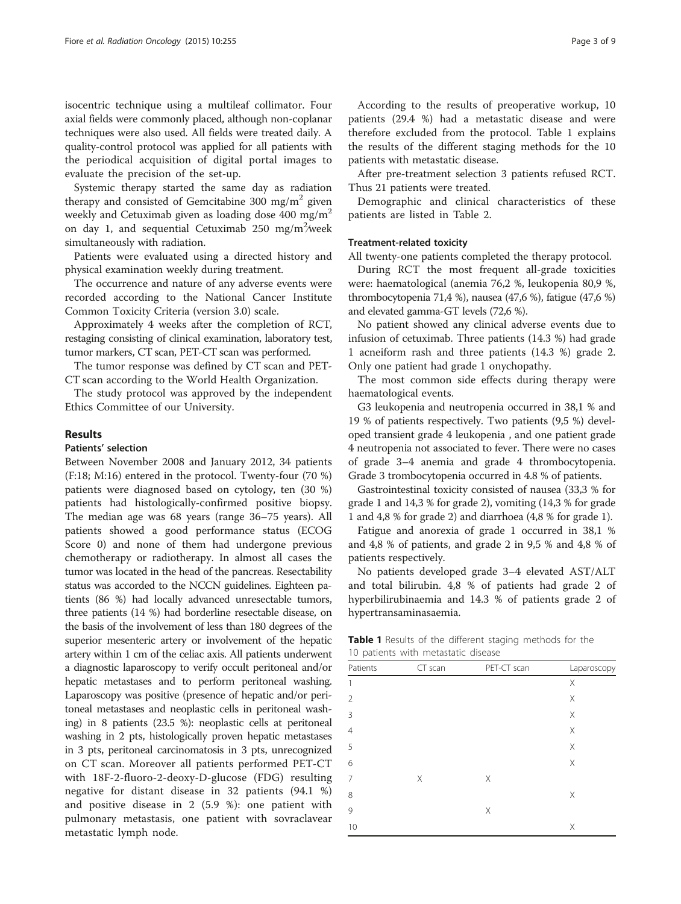isocentric technique using a multileaf collimator. Four axial fields were commonly placed, although non-coplanar techniques were also used. All fields were treated daily. A quality-control protocol was applied for all patients with the periodical acquisition of digital portal images to evaluate the precision of the set-up.

Systemic therapy started the same day as radiation therapy and consisted of Gemcitabine 300 mg/m$^2$ given weekly and Cetuximab given as loading dose 400 mg/m$^2$ on day 1, and sequential Cetuximab 250 mg/m$^2$/week simultaneously with radiation.

Patients were evaluated using a directed history and physical examination weekly during treatment.

The occurrence and nature of any adverse events were recorded according to the National Cancer Institute Common Toxicity Criteria (version 3.0) scale.

Approximately 4 weeks after the completion of RCT, restaging consisting of clinical examination, laboratory test, tumor markers, CT scan, PET-CT scan was performed.

The tumor response was defined by CT scan and PET-CT scan according to the World Health Organization.

The study protocol was approved by the independent Ethics Committee of our University.

## Results

### Patients' selection

Between November 2008 and January 2012, 34 patients (F:18; M:16) entered in the protocol. Twenty-four (70 %) patients were diagnosed based on cytology, ten (30 %) patients had histologically-confirmed positive biopsy. The median age was 68 years (range 36–75 years). All patients showed a good performance status (ECOG Score 0) and none of them had undergone previous chemotherapy or radiotherapy. In almost all cases the tumor was located in the head of the pancreas. Resectability status was accorded to the NCCN guidelines. Eighteen patients (86 %) had locally advanced unresectable tumors, three patients (14 %) had borderline resectable disease, on the basis of the involvement of less than 180 degrees of the superior mesenteric artery or involvement of the hepatic artery within 1 cm of the celiac axis. All patients underwent a diagnostic laparoscopy to verify occult peritoneal and/or hepatic metastases and to perform peritoneal washing. Laparoscopy was positive (presence of hepatic and/or peritoneal metastases and neoplastic cells in peritoneal washing) in 8 patients (23.5 %): neoplastic cells at peritoneal washing in 2 pts, histologically proven hepatic metastases in 3 pts, peritoneal carcinomatosis in 3 pts, unrecognized on CT scan. Moreover all patients performed PET-CT with 18F-2-fluoro-2-deoxy-D-glucose (FDG) resulting negative for distant disease in 32 patients (94.1 %) and positive disease in 2 (5.9 %): one patient with pulmonary metastasis, one patient with sovraclavear metastatic lymph node.

According to the results of preoperative workup, 10 patients (29.4 %) had a metastatic disease and were therefore excluded from the protocol. Table 1 explains the results of the different staging methods for the 10 patients with metastatic disease.

After pre-treatment selection 3 patients refused RCT. Thus 21 patients were treated.

Demographic and clinical characteristics of these patients are listed in Table 2.

### Treatment-related toxicity

All twenty-one patients completed the therapy protocol.

During RCT the most frequent all-grade toxicities were: haematological (anemia 76,2 %, leukopenia 80,9 %, thrombocytopenia 71,4 %), nausea (47,6 %), fatigue (47,6 %) and elevated gamma-GT levels (72,6 %).

No patient showed any clinical adverse events due to infusion of cetuximab. Three patients (14.3 %) had grade 1 acneiform rash and three patients (14.3 %) grade 2. Only one patient had grade 1 onychopathy.

The most common side effects during therapy were haematological events.

G3 leukopenia and neutropenia occurred in 38,1 % and 19 % of patients respectively. Two patients (9,5 %) developed transient grade 4 leukopenia , and one patient grade 4 neutropenia not associated to fever. There were no cases of grade 3–4 anemia and grade 4 thrombocytopenia. Grade 3 trombocytopenia occurred in 4.8 % of patients.

Gastrointestinal toxicity consisted of nausea (33,3 % for grade 1 and 14,3 % for grade 2), vomiting (14,3 % for grade 1 and 4,8 % for grade 2) and diarrhoea (4,8 % for grade 1).

Fatigue and anorexia of grade 1 occurred in 38,1 % and 4,8 % of patients, and grade 2 in 9,5 % and 4,8 % of patients respectively.

No patients developed grade 3–4 elevated AST/ALT and total bilirubin. 4,8 % of patients had grade 2 of hyperbilirubinaemia and 14.3 % of patients grade 2 of hypertransaminasaemia.

**Table 1** Results of the different staging methods for the 10 patients with metastatic disease

| Patients | CT scan | PET-CT scan | Laparoscopy |
|---|---|---|---|
| 1 | | | X |
| 2 | | | X |
| 3 | | | X |
| 4 | | | X |
| 5 | | | X |
| 6 | | | X |
| 7 | X | X | |
| 8 | | | X |
| 9 | | X | |
| 10 | | | X |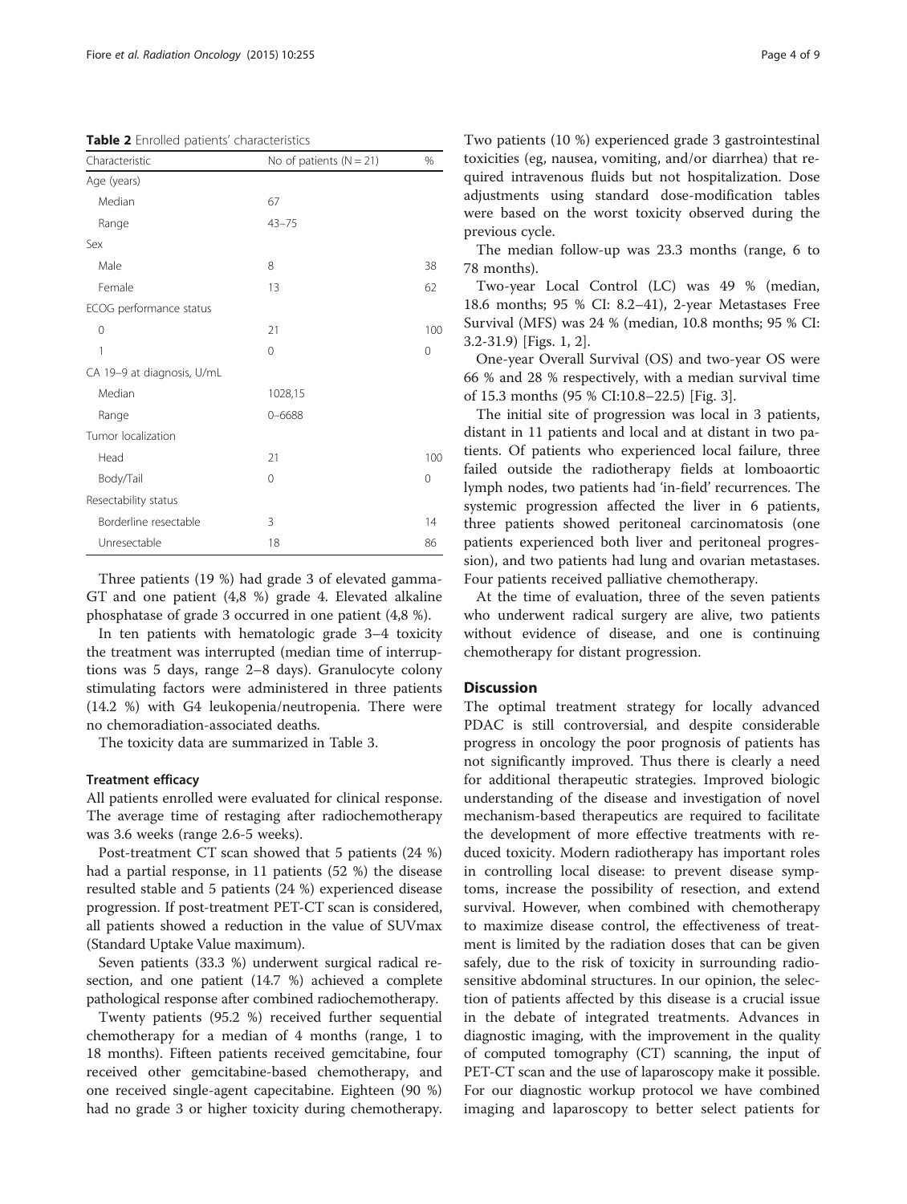**Table 2** Enrolled patients' characteristics

| Characteristic | No of patients (N = 21) | % |
|---|---|---|
| Age (years) | | |
| Median | 67 | |
| Range | 43–75 | |
| Sex | | |
| Male | 8 | 38 |
| Female | 13 | 62 |
| ECOG performance status | | |
| 0 | 21 | 100 |
| 1 | 0 | 0 |
| CA 19–9 at diagnosis, U/mL | | |
| Median | 1028,15 | |
| Range | 0–6688 | |
| Tumor localization | | |
| Head | 21 | 100 |
| Body/Tail | 0 | 0 |
| Resectability status | | |
| Borderline resectable | 3 | 14 |
| Unresectable | 18 | 86 |

Three patients (19 %) had grade 3 of elevated gamma-GT and one patient (4,8 %) grade 4. Elevated alkaline phosphatase of grade 3 occurred in one patient (4,8 %).

In ten patients with hematologic grade 3–4 toxicity the treatment was interrupted (median time of interruptions was 5 days, range 2–8 days). Granulocyte colony stimulating factors were administered in three patients (14.2 %) with G4 leukopenia/neutropenia. There were no chemoradiation-associated deaths.

The toxicity data are summarized in Table 3.

### Treatment efficacy

All patients enrolled were evaluated for clinical response. The average time of restaging after radiochemotherapy was 3.6 weeks (range 2.6-5 weeks).

Post-treatment CT scan showed that 5 patients (24 %) had a partial response, in 11 patients (52 %) the disease resulted stable and 5 patients (24 %) experienced disease progression. If post-treatment PET-CT scan is considered, all patients showed a reduction in the value of SUVmax (Standard Uptake Value maximum).

Seven patients (33.3 %) underwent surgical radical resection, and one patient (14.7 %) achieved a complete pathological response after combined radiochemotherapy.

Twenty patients (95.2 %) received further sequential chemotherapy for a median of 4 months (range, 1 to 18 months). Fifteen patients received gemcitabine, four received other gemcitabine-based chemotherapy, and one received single-agent capecitabine. Eighteen (90 %) had no grade 3 or higher toxicity during chemotherapy. Two patients (10 %) experienced grade 3 gastrointestinal toxicities (eg, nausea, vomiting, and/or diarrhea) that required intravenous fluids but not hospitalization. Dose adjustments using standard dose-modification tables were based on the worst toxicity observed during the previous cycle.

The median follow-up was 23.3 months (range, 6 to 78 months).

Two-year Local Control (LC) was 49 % (median, 18.6 months; 95 % CI: 8.2–41), 2-year Metastases Free Survival (MFS) was 24 % (median, 10.8 months; 95 % CI: 3.2-31.9) [Figs. 1, 2].

One-year Overall Survival (OS) and two-year OS were 66 % and 28 % respectively, with a median survival time of 15.3 months (95 % CI:10.8–22.5) [Fig. 3].

The initial site of progression was local in 3 patients, distant in 11 patients and local and at distant in two patients. Of patients who experienced local failure, three failed outside the radiotherapy fields at lomboaortic lymph nodes, two patients had 'in-field' recurrences. The systemic progression affected the liver in 6 patients, three patients showed peritoneal carcinomatosis (one patients experienced both liver and peritoneal progression), and two patients had lung and ovarian metastases. Four patients received palliative chemotherapy.

At the time of evaluation, three of the seven patients who underwent radical surgery are alive, two patients without evidence of disease, and one is continuing chemotherapy for distant progression.

## Discussion

The optimal treatment strategy for locally advanced PDAC is still controversial, and despite considerable progress in oncology the poor prognosis of patients has not significantly improved. Thus there is clearly a need for additional therapeutic strategies. Improved biologic understanding of the disease and investigation of novel mechanism-based therapeutics are required to facilitate the development of more effective treatments with reduced toxicity. Modern radiotherapy has important roles in controlling local disease: to prevent disease symptoms, increase the possibility of resection, and extend survival. However, when combined with chemotherapy to maximize disease control, the effectiveness of treatment is limited by the radiation doses that can be given safely, due to the risk of toxicity in surrounding radiosensitive abdominal structures. In our opinion, the selection of patients affected by this disease is a crucial issue in the debate of integrated treatments. Advances in diagnostic imaging, with the improvement in the quality of computed tomography (CT) scanning, the input of PET-CT scan and the use of laparoscopy make it possible. For our diagnostic workup protocol we have combined imaging and laparoscopy to better select patients for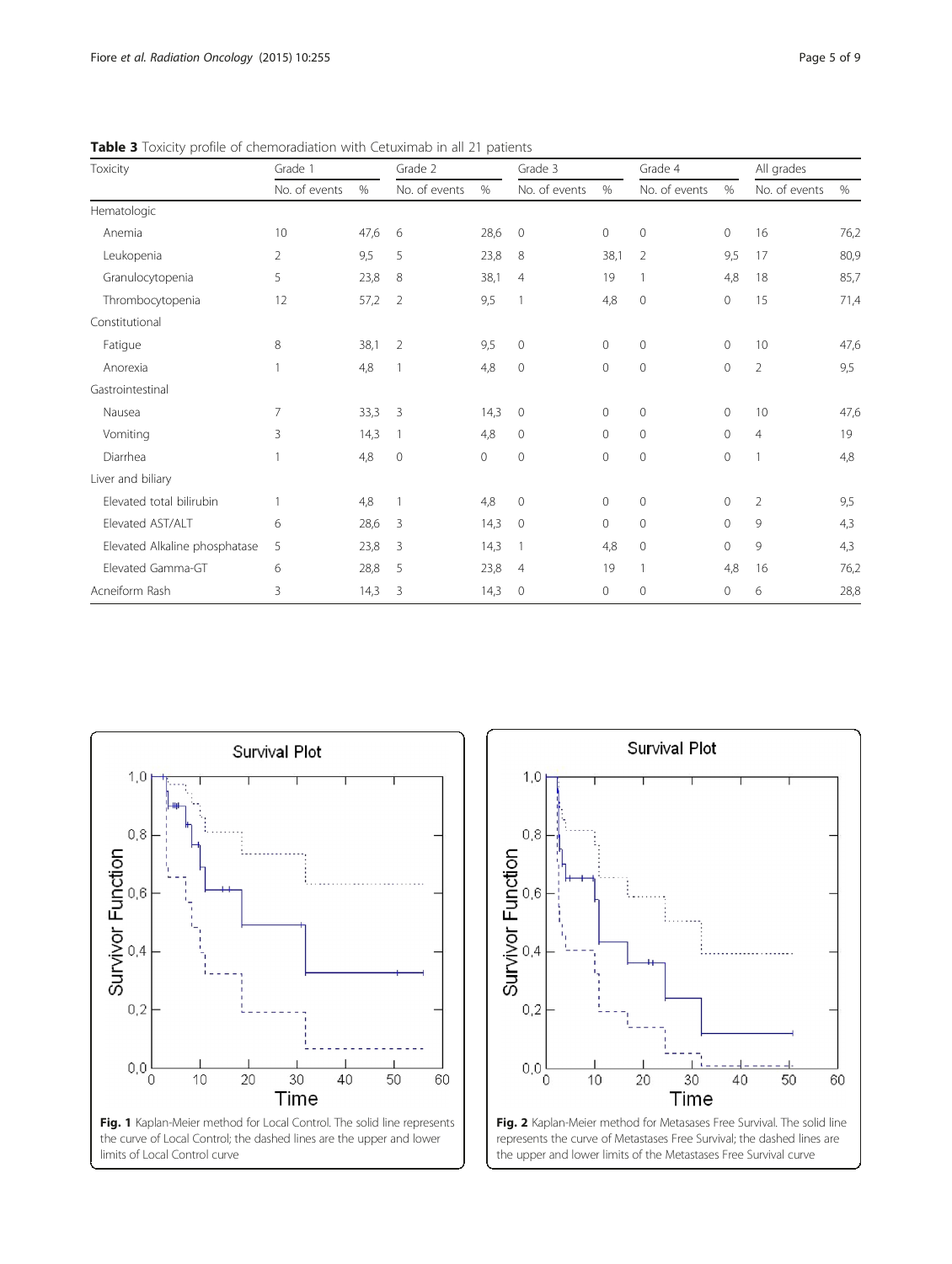**Table 3** Toxicity profile of chemoradiation with Cetuximab in all 21 patients

| Toxicity | Grade 1 | | Grade 2 | | Grade 3 | | Grade 4 | | All grades | |
|---|---|---|---|---|---|---|---|---|---|---|
| | No. of events | % | No. of events | % | No. of events | % | No. of events | % | No. of events | % |
| Hematologic | | | | | | | | | | |
| Anemia | 10 | 47,6 | 6 | 28,6 | 0 | 0 | 0 | 0 | 16 | 76,2 |
| Leukopenia | 2 | 9,5 | 5 | 23,8 | 8 | 38,1 | 2 | 9,5 | 17 | 80,9 |
| Granulocytopenia | 5 | 23,8 | 8 | 38,1 | 4 | 19 | 1 | 4,8 | 18 | 85,7 |
| Thrombocytopenia | 12 | 57,2 | 2 | 9,5 | 1 | 4,8 | 0 | 0 | 15 | 71,4 |
| Constitutional | | | | | | | | | | |
| Fatigue | 8 | 38,1 | 2 | 9,5 | 0 | 0 | 0 | 0 | 10 | 47,6 |
| Anorexia | 1 | 4,8 | 1 | 4,8 | 0 | 0 | 0 | 0 | 2 | 9,5 |
| Gastrointestinal | | | | | | | | | | |
| Nausea | 7 | 33,3 | 3 | 14,3 | 0 | 0 | 0 | 0 | 10 | 47,6 |
| Vomiting | 3 | 14,3 | 1 | 4,8 | 0 | 0 | 0 | 0 | 4 | 19 |
| Diarrhea | 1 | 4,8 | 0 | 0 | 0 | 0 | 0 | 0 | 1 | 4,8 |
| Liver and biliary | | | | | | | | | | |
| Elevated total bilirubin | 1 | 4,8 | 1 | 4,8 | 0 | 0 | 0 | 0 | 2 | 9,5 |
| Elevated AST/ALT | 6 | 28,6 | 3 | 14,3 | 0 | 0 | 0 | 0 | 9 | 4,3 |
| Elevated Alkaline phosphatase | 5 | 23,8 | 3 | 14,3 | 1 | 4,8 | 0 | 0 | 9 | 4,3 |
| Elevated Gamma-GT | 6 | 28,8 | 5 | 23,8 | 4 | 19 | 1 | 4,8 | 16 | 76,2 |
| Acneiform Rash | 3 | 14,3 | 3 | 14,3 | 0 | 0 | 0 | 0 | 6 | 28,8 |

**Fig. 1** Kaplan-Meier method for Local Control. The solid line represents the curve of Local Control; the dashed lines are the upper and lower limits of Local Control curve

**Fig. 2** Kaplan-Meier method for Metasases Free Survival. The solid line represents the curve of Metastases Free Survival; the dashed lines are the upper and lower limits of the Metastases Free Survival curve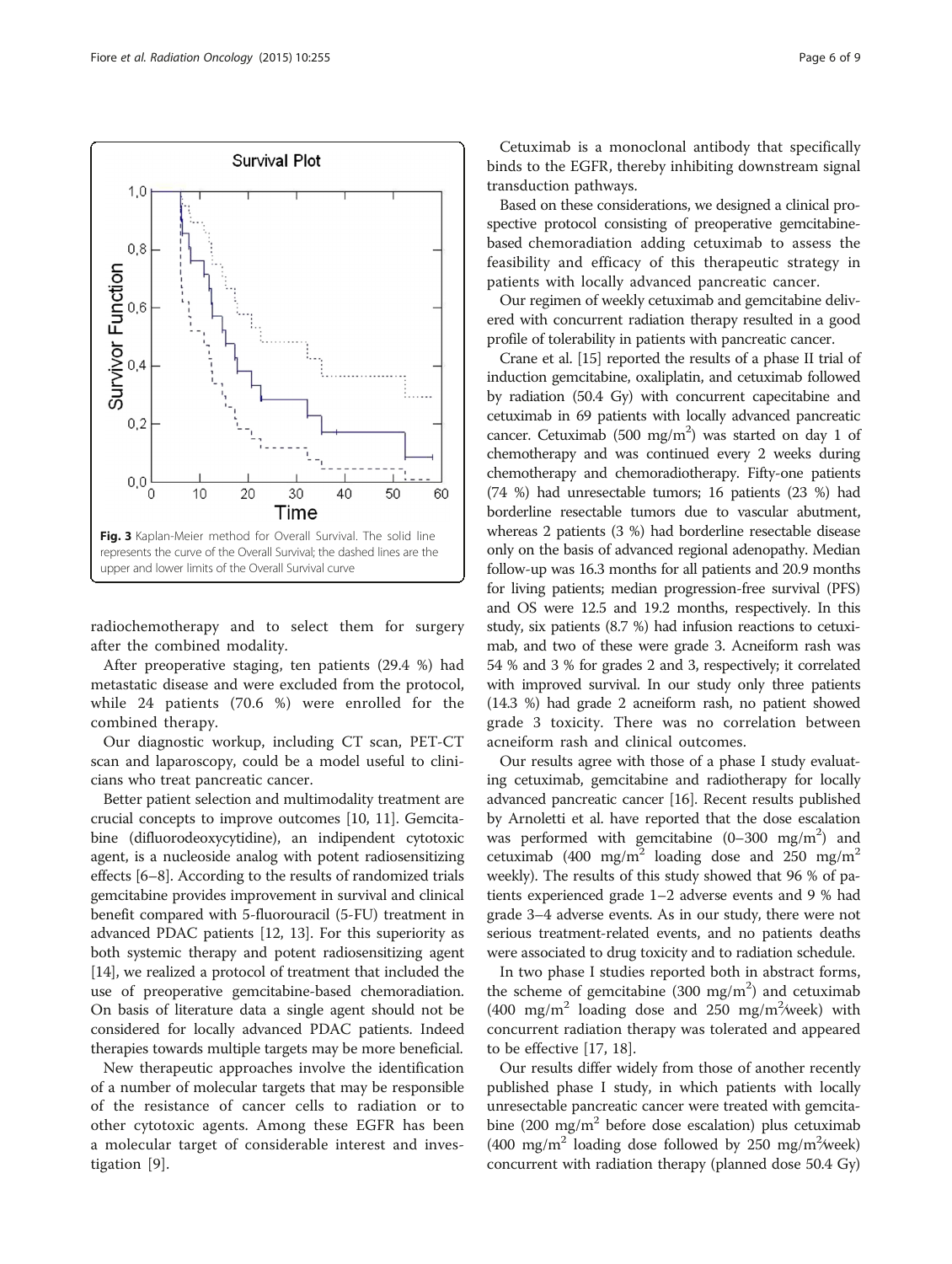Fig. 3 Kaplan-Meier method for Overall Survival. The solid line represents the curve of the Overall Survival; the dashed lines are the upper and lower limits of the Overall Survival curve

radiochemotherapy and to select them for surgery after the combined modality.

After preoperative staging, ten patients (29.4 %) had metastatic disease and were excluded from the protocol, while 24 patients (70.6 %) were enrolled for the combined therapy.

Our diagnostic workup, including CT scan, PET-CT scan and laparoscopy, could be a model useful to clinicians who treat pancreatic cancer.

Better patient selection and multimodality treatment are crucial concepts to improve outcomes [10, 11]. Gemcitabine (difluorodeoxycytidine), an indipendent cytotoxic agent, is a nucleoside analog with potent radiosensitizing effects [6–8]. According to the results of randomized trials gemcitabine provides improvement in survival and clinical benefit compared with 5-fluorouracil (5-FU) treatment in advanced PDAC patients [12, 13]. For this superiority as both systemic therapy and potent radiosensitizing agent [14], we realized a protocol of treatment that included the use of preoperative gemcitabine-based chemoradiation. On basis of literature data a single agent should not be considered for locally advanced PDAC patients. Indeed therapies towards multiple targets may be more beneficial.

New therapeutic approaches involve the identification of a number of molecular targets that may be responsible of the resistance of cancer cells to radiation or to other cytotoxic agents. Among these EGFR has been a molecular target of considerable interest and investigation [9].

Cetuximab is a monoclonal antibody that specifically binds to the EGFR, thereby inhibiting downstream signal transduction pathways.

Based on these considerations, we designed a clinical prospective protocol consisting of preoperative gemcitabine-based chemoradiation adding cetuximab to assess the feasibility and efficacy of this therapeutic strategy in patients with locally advanced pancreatic cancer.

Our regimen of weekly cetuximab and gemcitabine delivered with concurrent radiation therapy resulted in a good profile of tolerability in patients with pancreatic cancer.

Crane et al. [15] reported the results of a phase II trial of induction gemcitabine, oxaliplatin, and cetuximab followed by radiation (50.4 Gy) with concurrent capecitabine and cetuximab in 69 patients with locally advanced pancreatic cancer. Cetuximab (500 mg/m$^2$) was started on day 1 of chemotherapy and was continued every 2 weeks during chemotherapy and chemoradiotherapy. Fifty-one patients (74 %) had unresectable tumors; 16 patients (23 %) had borderline resectable tumors due to vascular abutment, whereas 2 patients (3 %) had borderline resectable disease only on the basis of advanced regional adenopathy. Median follow-up was 16.3 months for all patients and 20.9 months for living patients; median progression-free survival (PFS) and OS were 12.5 and 19.2 months, respectively. In this study, six patients (8.7 %) had infusion reactions to cetuximab, and two of these were grade 3. Acneiform rash was 54 % and 3 % for grades 2 and 3, respectively; it correlated with improved survival. In our study only three patients (14.3 %) had grade 2 acneiform rash, no patient showed grade 3 toxicity. There was no correlation between acneiform rash and clinical outcomes.

Our results agree with those of a phase I study evaluating cetuximab, gemcitabine and radiotherapy for locally advanced pancreatic cancer [16]. Recent results published by Arnoletti et al. have reported that the dose escalation was performed with gemcitabine (0–300 mg/m$^2$) and cetuximab (400 mg/m$^2$ loading dose and 250 mg/m$^2$ weekly). The results of this study showed that 96 % of patients experienced grade 1–2 adverse events and 9 % had grade 3–4 adverse events. As in our study, there were not serious treatment-related events, and no patients deaths were associated to drug toxicity and to radiation schedule.

In two phase I studies reported both in abstract forms, the scheme of gemcitabine (300 mg/m$^2$) and cetuximab (400 mg/m$^2$ loading dose and 250 mg/m$^2$/week) with concurrent radiation therapy was tolerated and appeared to be effective [17, 18].

Our results differ widely from those of another recently published phase I study, in which patients with locally unresectable pancreatic cancer were treated with gemcitabine (200 mg/m$^2$ before dose escalation) plus cetuximab (400 mg/m$^2$ loading dose followed by 250 mg/m$^2$/week) concurrent with radiation therapy (planned dose 50.4 Gy)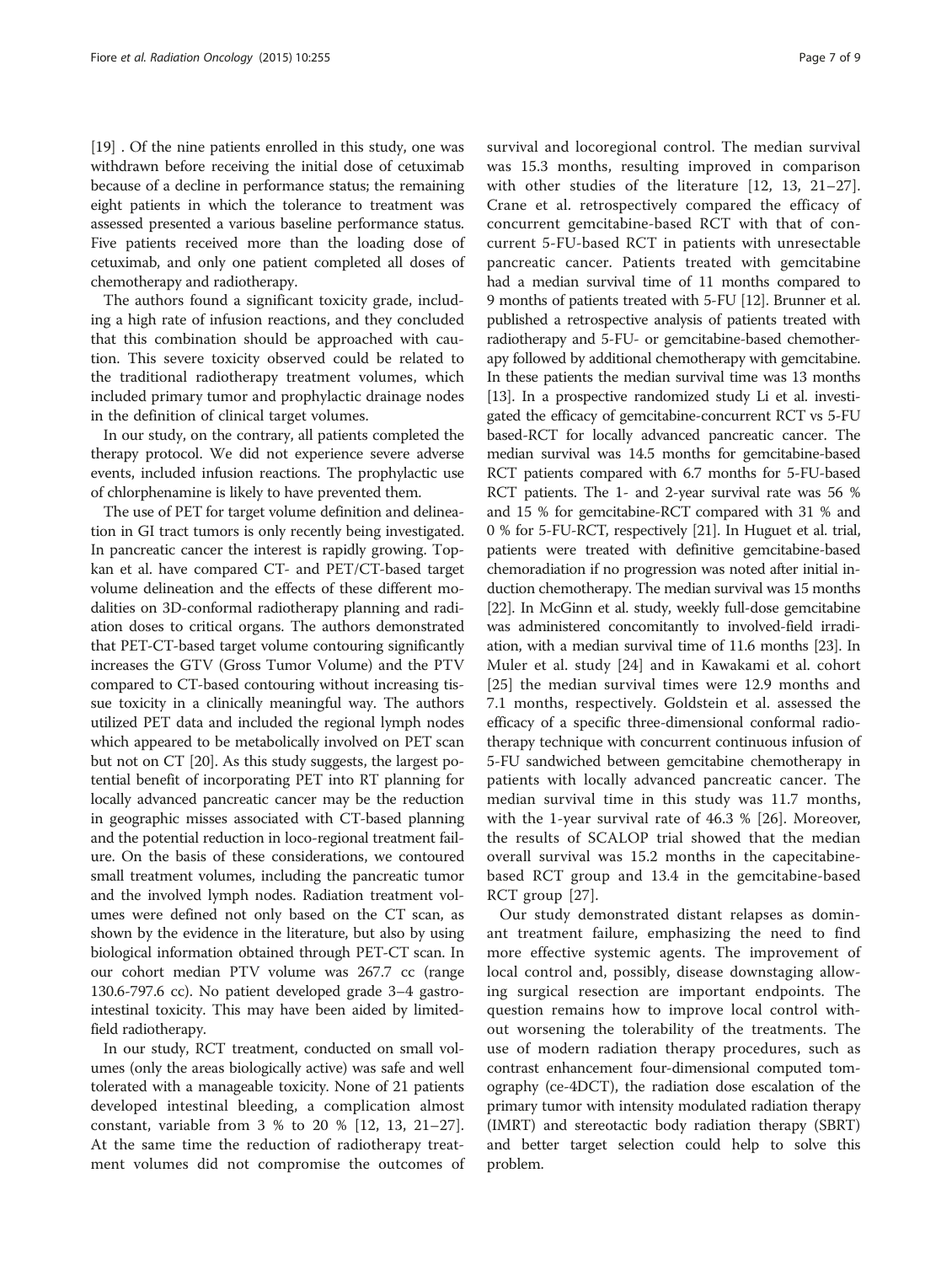[19] . Of the nine patients enrolled in this study, one was withdrawn before receiving the initial dose of cetuximab because of a decline in performance status; the remaining eight patients in which the tolerance to treatment was assessed presented a various baseline performance status. Five patients received more than the loading dose of cetuximab, and only one patient completed all doses of chemotherapy and radiotherapy.

The authors found a significant toxicity grade, including a high rate of infusion reactions, and they concluded that this combination should be approached with caution. This severe toxicity observed could be related to the traditional radiotherapy treatment volumes, which included primary tumor and prophylactic drainage nodes in the definition of clinical target volumes.

In our study, on the contrary, all patients completed the therapy protocol. We did not experience severe adverse events, included infusion reactions. The prophylactic use of chlorphenamine is likely to have prevented them.

The use of PET for target volume definition and delineation in GI tract tumors is only recently being investigated. In pancreatic cancer the interest is rapidly growing. Topkan et al. have compared CT- and PET/CT-based target volume delineation and the effects of these different modalities on 3D-conformal radiotherapy planning and radiation doses to critical organs. The authors demonstrated that PET-CT-based target volume contouring significantly increases the GTV (Gross Tumor Volume) and the PTV compared to CT-based contouring without increasing tissue toxicity in a clinically meaningful way. The authors utilized PET data and included the regional lymph nodes which appeared to be metabolically involved on PET scan but not on CT [20]. As this study suggests, the largest potential benefit of incorporating PET into RT planning for locally advanced pancreatic cancer may be the reduction in geographic misses associated with CT-based planning and the potential reduction in loco-regional treatment failure. On the basis of these considerations, we contoured small treatment volumes, including the pancreatic tumor and the involved lymph nodes. Radiation treatment volumes were defined not only based on the CT scan, as shown by the evidence in the literature, but also by using biological information obtained through PET-CT scan. In our cohort median PTV volume was 267.7 cc (range 130.6-797.6 cc). No patient developed grade 3–4 gastrointestinal toxicity. This may have been aided by limited-field radiotherapy.

In our study, RCT treatment, conducted on small volumes (only the areas biologically active) was safe and well tolerated with a manageable toxicity. None of 21 patients developed intestinal bleeding, a complication almost constant, variable from 3 % to 20 % [12, 13, 21–27]. At the same time the reduction of radiotherapy treatment volumes did not compromise the outcomes of survival and locoregional control. The median survival was 15.3 months, resulting improved in comparison with other studies of the literature [12, 13, 21–27]. Crane et al. retrospectively compared the efficacy of concurrent gemcitabine-based RCT with that of concurrent 5-FU-based RCT in patients with unresectable pancreatic cancer. Patients treated with gemcitabine had a median survival time of 11 months compared to 9 months of patients treated with 5-FU [12]. Brunner et al. published a retrospective analysis of patients treated with radiotherapy and 5-FU- or gemcitabine-based chemotherapy followed by additional chemotherapy with gemcitabine. In these patients the median survival time was 13 months [13]. In a prospective randomized study Li et al. investigated the efficacy of gemcitabine-concurrent RCT vs 5-FU based-RCT for locally advanced pancreatic cancer. The median survival was 14.5 months for gemcitabine-based RCT patients compared with 6.7 months for 5-FU-based RCT patients. The 1- and 2-year survival rate was 56 % and 15 % for gemcitabine-RCT compared with 31 % and 0 % for 5-FU-RCT, respectively [21]. In Huguet et al. trial, patients were treated with definitive gemcitabine-based chemoradiation if no progression was noted after initial induction chemotherapy. The median survival was 15 months [22]. In McGinn et al. study, weekly full-dose gemcitabine was administered concomitantly to involved-field irradiation, with a median survival time of 11.6 months [23]. In Muler et al. study [24] and in Kawakami et al. cohort [25] the median survival times were 12.9 months and 7.1 months, respectively. Goldstein et al. assessed the efficacy of a specific three-dimensional conformal radiotherapy technique with concurrent continuous infusion of 5-FU sandwiched between gemcitabine chemotherapy in patients with locally advanced pancreatic cancer. The median survival time in this study was 11.7 months, with the 1-year survival rate of 46.3 % [26]. Moreover, the results of SCALOP trial showed that the median overall survival was 15.2 months in the capecitabine-based RCT group and 13.4 in the gemcitabine-based RCT group [27].

Our study demonstrated distant relapses as dominant treatment failure, emphasizing the need to find more effective systemic agents. The improvement of local control and, possibly, disease downstaging allowing surgical resection are important endpoints. The question remains how to improve local control without worsening the tolerability of the treatments. The use of modern radiation therapy procedures, such as contrast enhancement four-dimensional computed tomography (ce-4DCT), the radiation dose escalation of the primary tumor with intensity modulated radiation therapy (IMRT) and stereotactic body radiation therapy (SBRT) and better target selection could help to solve this problem.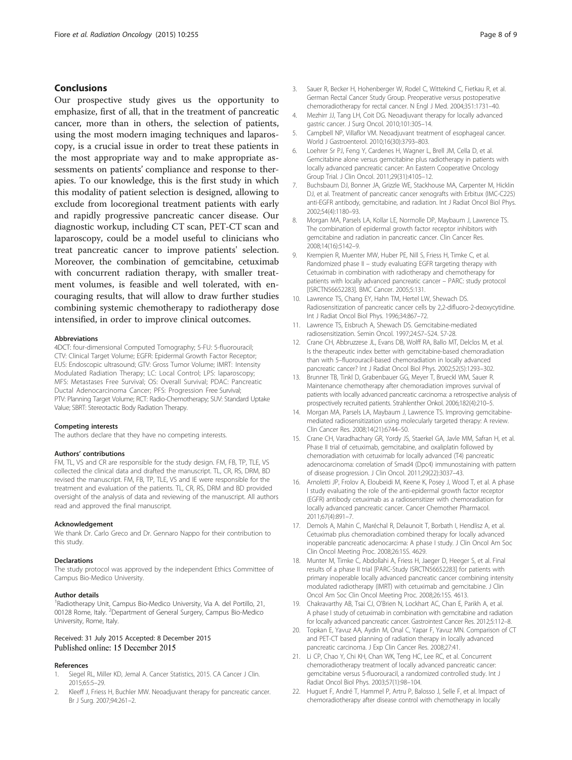## Conclusions

Our prospective study gives us the opportunity to emphasize, first of all, that in the treatment of pancreatic cancer, more than in others, the selection of patients, using the most modern imaging techniques and laparoscopy, is a crucial issue in order to treat these patients in the most appropriate way and to make appropriate assessments on patients' compliance and response to therapies. To our knowledge, this is the first study in which this modality of patient selection is designed, allowing to exclude from locoregional treatment patients with early and rapidly progressive pancreatic cancer disease. Our diagnostic workup, including CT scan, PET-CT scan and laparoscopy, could be a model useful to clinicians who treat pancreatic cancer to improve patients' selection. Moreover, the combination of gemcitabine, cetuximab with concurrent radiation therapy, with smaller treatment volumes, is feasible and well tolerated, with encouraging results, that will allow to draw further studies combining systemic chemotherapy to radiotherapy dose intensified, in order to improve clinical outcomes.

#### Abbreviations

4DCT: four-dimensional Computed Tomography; 5-FU: 5-fluorouracil; CTV: Clinical Target Volume; EGFR: Epidermal Growth Factor Receptor; EUS: Endoscopic ultrasound; GTV: Gross Tumor Volume; IMRT: Intensity Modulated Radiation Therapy; LC: Local Control; LPS: laparoscopy; MFS: Metastases Free Survival; OS: Overall Survival; PDAC: Pancreatic Ductal Adenocarcinoma Cancer; PFS: Progression Free Survival; PTV: Planning Target Volume; RCT: Radio-Chemotherapy; SUV: Standard Uptake Value; SBRT: Stereotactic Body Radiation Therapy.

#### Competing interests

The authors declare that they have no competing interests.

#### Authors' contributions

FM, TL, VS and CR are responsible for the study design. FM, FB, TP, TLE, VS collected the clinical data and drafted the manuscript. TL, CR, RS, DRM, BD revised the manuscript. FM, FB, TP, TLE, VS and IE were responsible for the treatment and evaluation of the patients. TL, CR, RS, DRM and BD provided oversight of the analysis of data and reviewing of the manuscript. All authors read and approved the final manuscript.

#### Acknowledgement

We thank Dr. Carlo Greco and Dr. Gennaro Nappo for their contribution to this study.

#### Declarations

The study protocol was approved by the independent Ethics Committee of Campus Bio-Medico University.

#### Author details

[1]Radiotherapy Unit, Campus Bio-Medico University, Via A. del Portillo, 21, 00128 Rome, Italy. [2]Department of General Surgery, Campus Bio-Medico University, Rome, Italy.

Received: 31 July 2015 Accepted: 8 December 2015
Published online: 15 December 2015

#### References

1. Siegel RL, Miller KD, Jemal A. Cancer Statistics, 2015. CA Cancer J Clin. 2015;65:5–29.
2. Kleeff J, Friess H, Buchler MW. Neoadjuvant therapy for pancreatic cancer. Br J Surg. 2007;94:261–2.
3. Sauer R, Becker H, Hohenberger W, Rodel C, Wittekind C, Fietkau R, et al. German Rectal Cancer Study Group. Preoperative versus postoperative chemoradiotherapy for rectal cancer. N Engl J Med. 2004;351:1731–40.
4. Mezhirr JJ, Tang LH, Coit DG. Neoadjuvant therapy for locally advanced gastric cancer. J Surg Oncol. 2010;101:305–14.
5. Campbell NP, Villaflor VM. Neoadjuvant treatment of esophageal cancer. World J Gastroenterol. 2010;16(30):3793–803.
6. Loehrer Sr PJ, Feng Y, Cardenes H, Wagner L, Brell JM, Cella D, et al. Gemcitabine alone versus gemcitabine plus radiotherapy in patients with locally advanced pancreatic cancer: An Eastern Cooperative Oncology Group Trial. J Clin Oncol. 2011;29(31):4105–12.
7. Buchsbaum DJ, Bonner JA, Grizzle WE, Stackhouse MA, Carpenter M, Hicklin DJ, et al. Treatment of pancreatic cancer xenografts with Erbitux (IMC-C225) anti-EGFR antibody, gemcitabine, and radiation. Int J Radiat Oncol Biol Phys. 2002;54(4):1180–93.
8. Morgan MA, Parsels LA, Kollar LE, Normolle DP, Maybaum J, Lawrence TS. The combination of epidermal growth factor receptor inhibitors with gemcitabine and radiation in pancreatic cancer. Clin Cancer Res. 2008;14(16):5142–9.
9. Krempien R, Muenter MW, Huber PE, Nill S, Friess H, Timke C, et al. Randomized phase II – study evaluating EGFR targeting therapy with Cetuximab in combination with radiotherapy and chemotherapy for patients with locally advanced pancreatic cancer – PARC: study protocol [ISRCTN56652283]. BMC Cancer. 2005;5:131.
10. Lawrence TS, Chang EY, Hahn TM, Hertel LW, Shewach DS. Radiosensitization of pancreatic cancer cells by 2,2-difluoro-2-deoxycytidine. Int J Radiat Oncol Biol Phys. 1996;34:867–72.
11. Lawrence TS, Eisbruch A, Shewach DS. Gemcitabine-mediated radiosensitization. Semin Oncol. 1997;24:S7–S24. S7-28.
12. Crane CH, Abbruzzese JL, Evans DB, Wolff RA, Ballo MT, Delclos M, et al. Is the therapeutic index better with gemcitabine-based chemoradiation than with 5–fluorouracil-based chemoradiation in locally advanced pancreatic cancer? Int J Radiat Oncol Biol Phys. 2002;52(5):1293–302.
13. Brunner TB, Tinkl D, Grabenbauer GG, Meyer T, Brueckl WM, Sauer R. Maintenance chemotherapy after chemoradiation improves survival of patients with locally advanced pancreatic carcinoma: a retrospective analysis of prospectively recruited patients. Strahlenther Onkol. 2006;182(4):210–5.
14. Morgan MA, Parsels LA, Maybaum J, Lawrence TS. Improving gemcitabine-mediated radiosensitization using molecularly targeted therapy: A review. Clin Cancer Res. 2008;14(21):6744–50.
15. Crane CH, Varadhachary GR, Yordy JS, Staerkel GA, Javle MM, Safran H, et al. Phase II trial of cetuximab, gemcitabine, and oxaliplatin followed by chemoradiation with cetuximab for locally advanced (T4) pancreatic adenocarcinoma: correlation of Smad4 (Dpc4) immunostaining with pattern of disease progression. J Clin Oncol. 2011;29(22):3037–43.
16. Arnoletti JP, Frolov A, Eloubeidi M, Keene K, Posey J, Wood T, et al. A phase I study evaluating the role of the anti-epidermal growth factor receptor (EGFR) antibody cetuximab as a radiosensitizer with chemoradiation for locally advanced pancreatic cancer. Cancer Chemother Pharmacol. 2011;67(4):891–7.
17. Demols A, Mahin C, Maréchal R, Delaunoit T, Borbath I, Hendlisz A, et al. Cetuximab plus chemoradiation combined therapy for locally advanced inoperable pancreatic adenocarcima: A phase I study. J Clin Oncol Am Soc Clin Oncol Meeting Proc. 2008;26:15S. 4629.
18. Munter M, Timke C, Abdollahi A, Friess H, Jaeger D, Heeger S, et al. Final results of a phase II trial [PARC-Study ISRCTN56652283] for patients with primary inoperable locally advanced pancreatic cancer combining intensity modulated radiotherapy (IMRT) with cetuximab and gemcitabine. J Clin Oncol Am Soc Clin Oncol Meeting Proc. 2008;26:15S. 4613.
19. Chakravarthy AB, Tsai CJ, O'Brien N, Lockhart AC, Chan E, Parikh A, et al. A phase I study of cetuximab in combination with gemcitabine and radiation for locally advanced pancreatic cancer. Gastrointest Cancer Res. 2012;5:112–8.
20. Topkan E, Yavuz AA, Aydin M, Onal C, Yapar F, Yavuz MN. Comparison of CT and PET-CT based planning of radiation therapy in locally advanced pancreatic carcinoma. J Exp Clin Cancer Res. 2008;27:41.
21. Li CP, Chao Y, Chi KH, Chan WK, Teng HC, Lee RC, et al. Concurrent chemoradiotherapy treatment of locally advanced pancreatic cancer: gemcitabine versus 5-fluorouracil, a randomized controlled study. Int J Radiat Oncol Biol Phys. 2003;57(1):98–104.
22. Huguet F, André T, Hammel P, Artru P, Balosso J, Selle F, et al. Impact of chemoradiotherapy after disease control with chemotherapy in locally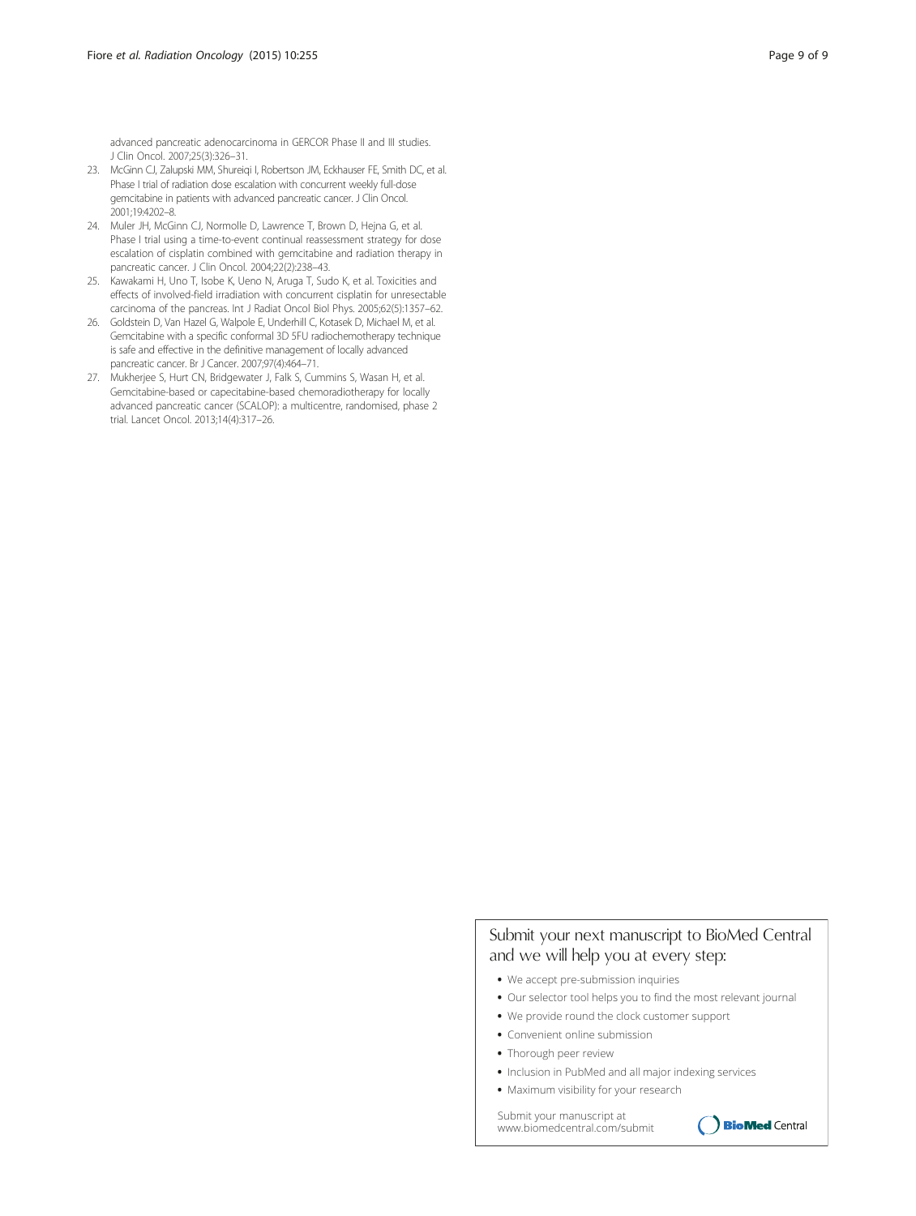advanced pancreatic adenocarcinoma in GERCOR Phase II and III studies. J Clin Oncol. 2007;25(3):326–31.

23. McGinn CJ, Zalupski MM, Shureiqi I, Robertson JM, Eckhauser FE, Smith DC, et al. Phase I trial of radiation dose escalation with concurrent weekly full-dose gemcitabine in patients with advanced pancreatic cancer. J Clin Oncol. 2001;19:4202–8.
24. Muler JH, McGinn CJ, Normolle D, Lawrence T, Brown D, Hejna G, et al. Phase I trial using a time-to-event continual reassessment strategy for dose escalation of cisplatin combined with gemcitabine and radiation therapy in pancreatic cancer. J Clin Oncol. 2004;22(2):238–43.
25. Kawakami H, Uno T, Isobe K, Ueno N, Aruga T, Sudo K, et al. Toxicities and effects of involved-field irradiation with concurrent cisplatin for unresectable carcinoma of the pancreas. Int J Radiat Oncol Biol Phys. 2005;62(5):1357–62.
26. Goldstein D, Van Hazel G, Walpole E, Underhill C, Kotasek D, Michael M, et al. Gemcitabine with a specific conformal 3D 5FU radiochemotherapy technique is safe and effective in the definitive management of locally advanced pancreatic cancer. Br J Cancer. 2007;97(4):464–71.
27. Mukherjee S, Hurt CN, Bridgewater J, Falk S, Cummins S, Wasan H, et al. Gemcitabine-based or capecitabine-based chemoradiotherapy for locally advanced pancreatic cancer (SCALOP): a multicentre, randomised, phase 2 trial. Lancet Oncol. 2013;14(4):317–26.

Submit your next manuscript to BioMed Central and we will help you at every step:

- We accept pre-submission inquiries
- Our selector tool helps you to find the most relevant journal
- We provide round the clock customer support
- Convenient online submission
- Thorough peer review
- Inclusion in PubMed and all major indexing services
- Maximum visibility for your research

Submit your manuscript at
www.biomedcentral.com/submit

BioMed Central